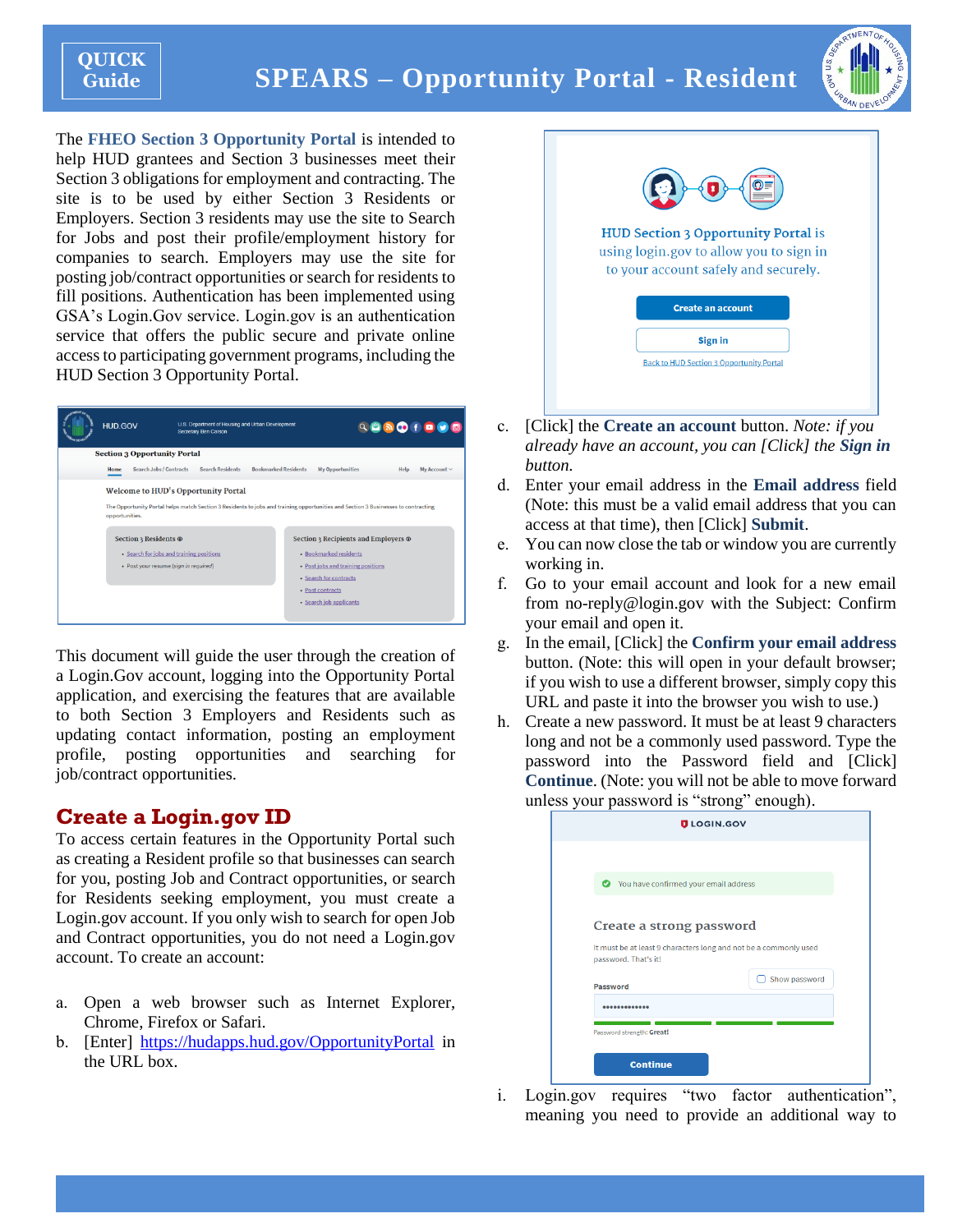**QUICK Guide**

# SPEARS – Opportunity Portal - Resident

The **FHEO Section 3 Opportunity Portal** is intended to help HUD grantees and Section 3 businesses meet their Section 3 obligations for employment and contracting. The site is to be used by either Section 3 Residents or Employers. Section 3 residents may use the site to Search for Jobs and post their profile/employment history for companies to search. Employers may use the site for posting job/contract opportunities or search for residents to fill positions. Authentication has been implemented using GSA's Login.Gov service. Login.gov is an authentication service that offers the public secure and private online access to participating government programs, including the HUD Section 3 Opportunity Portal.

This document will guide the user through the creation of a Login.Gov account, logging into the Opportunity Portal application, and exercising the features that are available to both Section 3 Employers and Residents such as updating contact information, posting an employment profile, posting opportunities and searching for job/contract opportunities.

## Create a Login.gov ID

To access certain features in the Opportunity Portal such as creating a Resident profile so that businesses can search for you, posting Job and Contract opportunities, or search for Residents seeking employment, you must create a Login.gov account. If you only wish to search for open Job and Contract opportunities, you do not need a Login.gov account. To create an account:

a. Open a web browser such as Internet Explorer, Chrome, Firefox or Safari.
b. [Enter] https://hudapps.hud.gov/OpportunityPortal in the URL box.
c. [Click] the **Create an account** button. *Note: if you already have an account, you can [Click] the **Sign in** button.*
d. Enter your email address in the **Email address** field (Note: this must be a valid email address that you can access at that time), then [Click] **Submit**.
e. You can now close the tab or window you are currently working in.
f. Go to your email account and look for a new email from no-reply@login.gov with the Subject: Confirm your email and open it.
g. In the email, [Click] the **Confirm your email address** button. (Note: this will open in your default browser; if you wish to use a different browser, simply copy this URL and paste it into the browser you wish to use.)
h. Create a new password. It must be at least 9 characters long and not be a commonly used password. Type the password into the Password field and [Click] **Continue**. (Note: you will not be able to move forward unless your password is "strong" enough).
i. Login.gov requires "two factor authentication", meaning you need to provide an additional way to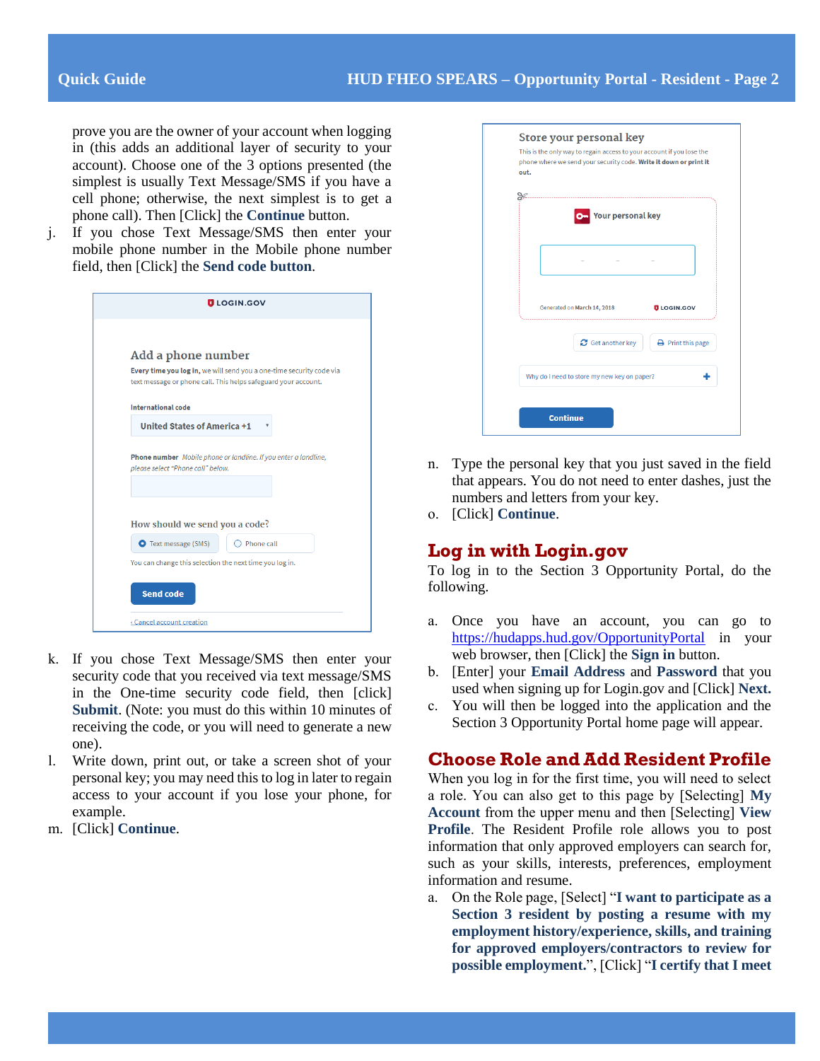prove you are the owner of your account when logging in (this adds an additional layer of security to your account). Choose one of the 3 options presented (the simplest is usually Text Message/SMS if you have a cell phone; otherwise, the next simplest is to get a phone call). Then [Click] the **Continue** button.

j. If you chose Text Message/SMS then enter your mobile phone number in the Mobile phone number field, then [Click] the **Send code button**.

k. If you chose Text Message/SMS then enter your security code that you received via text message/SMS in the One-time security code field, then [click] **Submit**. (Note: you must do this within 10 minutes of receiving the code, or you will need to generate a new one).

l. Write down, print out, or take a screen shot of your personal key; you may need this to log in later to regain access to your account if you lose your phone, for example.

m. [Click] **Continue**.

n. Type the personal key that you just saved in the field that appears. You do not need to enter dashes, just the numbers and letters from your key.

o. [Click] **Continue**.

## Log in with Login.gov

To log in to the Section 3 Opportunity Portal, do the following.

a. Once you have an account, you can go to https://hudapps.hud.gov/OpportunityPortal in your web browser, then [Click] the **Sign in** button.

b. [Enter] your **Email Address** and **Password** that you used when signing up for Login.gov and [Click] **Next.**

c. You will then be logged into the application and the Section 3 Opportunity Portal home page will appear.

## Choose Role and Add Resident Profile

When you log in for the first time, you will need to select a role. You can also get to this page by [Selecting] **My Account** from the upper menu and then [Selecting] **View Profile**. The Resident Profile role allows you to post information that only approved employers can search for, such as your skills, interests, preferences, employment information and resume.

a. On the Role page, [Select] "**I want to participate as a Section 3 resident by posting a resume with my employment history/experience, skills, and training for approved employers/contractors to review for possible employment.**", [Click] "**I certify that I meet**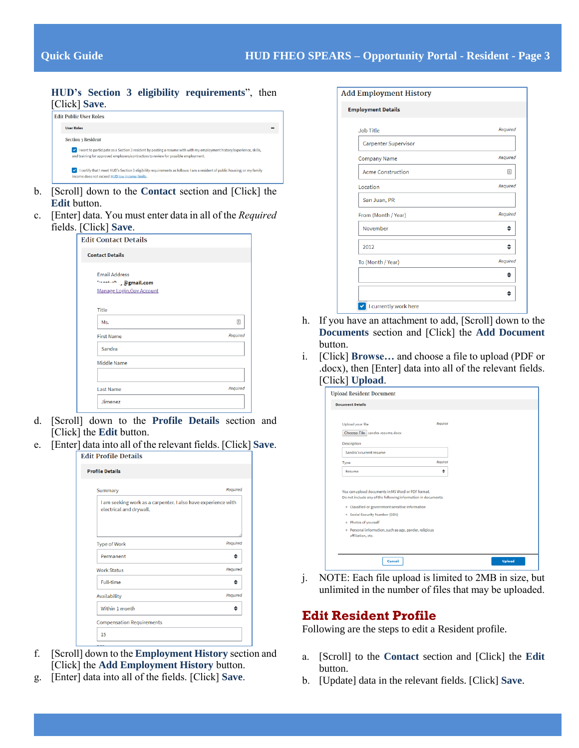HUD's Section 3 eligibility requirements", then [Click] **Save**.

Edit Public User Roles

User Roles

Section 3 Resident

I want to participate as a Section 3 resident by posting a resume with with my employment history/experience, skills, and training for approved employers/contractors to review for possible employment.

I certify that I meet HUD's Section 3 eligibility requirements as follows: I am a resident of public housing; or my family income does not exceed HUD low income limits.

b. [Scroll] down to the **Contact** section and [Click] the **Edit** button.

c. [Enter] data. You must enter data in all of the *Required* fields. [Click] **Save**.

Edit Contact Details

Contact Details

Email Address
@gmail.com
Manage Login.Gov Account

Title: Ms.

First Name (Required): Sandra

Middle Name:

Last Name (Required): Jimenez

d. [Scroll] down to the **Profile Details** section and [Click] the **Edit** button.

e. [Enter] data into all of the relevant fields. [Click] **Save**.

Edit Profile Details

Profile Details

Summary (Required): I am seeking work as a carpenter. I also have experience with electrical and drywall.

Type of Work (Required): Permanent

Work Status (Required): Full-time

Availability (Required): Within 1 month

Compensation Requirements: 15

f. [Scroll] down to the **Employment History** section and [Click] the **Add Employment History** button.

g. [Enter] data into all of the fields. [Click] **Save**.

Add Employment History

Employment Details

Job Title (Required): Carpenter Supervisor

Company Name (Required): Acme Construction

Location (Required): San Juan, PR

From (Month / Year) (Required): November 2012

To (Month / Year) (Required):

I currently work here

h. If you have an attachment to add, [Scroll] down to the **Documents** section and [Click] the **Add Document** button.

i. [Click] **Browse…** and choose a file to upload (PDF or .docx), then [Enter] data into all of the relevant fields. [Click] **Upload**.

Upload Resident Document

Document Details

Upload your file (Required): Choose File sandra-resume.docx

Description: Sandra's current resume

Type (Required): Resume

You can upload documents in MS Word or PDF format.
Do not include any of the following information in documents

- Classified or government sensitive information
- Social Security Number (SSN)
- Photos of yourself
- Personal information, such as age, gender, religious affiliation, etc.

Cancel | Upload

j. NOTE: Each file upload is limited to 2MB in size, but unlimited in the number of files that may be uploaded.

## Edit Resident Profile

Following are the steps to edit a Resident profile.

a. [Scroll] to the **Contact** section and [Click] the **Edit** button.

b. [Update] data in the relevant fields. [Click] **Save**.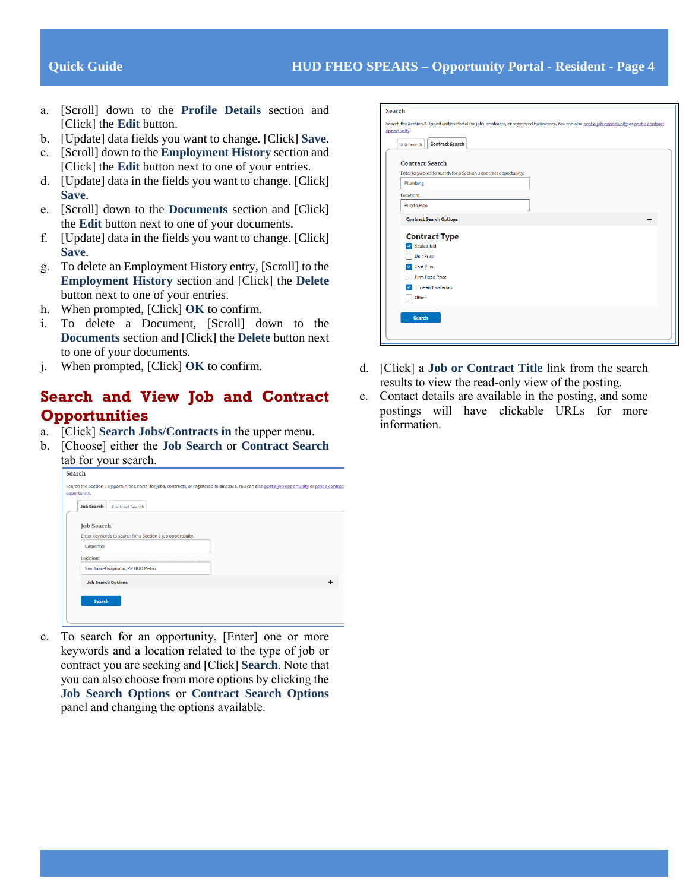a. [Scroll] down to the **Profile Details** section and [Click] the **Edit** button.
b. [Update] data fields you want to change. [Click] **Save**.
c. [Scroll] down to the **Employment History** section and [Click] the **Edit** button next to one of your entries.
d. [Update] data in the fields you want to change. [Click] **Save**.
e. [Scroll] down to the **Documents** section and [Click] the **Edit** button next to one of your documents.
f. [Update] data in the fields you want to change. [Click] **Save**.
g. To delete an Employment History entry, [Scroll] to the **Employment History** section and [Click] the **Delete** button next to one of your entries.
h. When prompted, [Click] **OK** to confirm.
i. To delete a Document, [Scroll] down to the **Documents** section and [Click] the **Delete** button next to one of your documents.
j. When prompted, [Click] **OK** to confirm.

## Search and View Job and Contract Opportunities

a. [Click] **Search Jobs/Contracts in** the upper menu.
b. [Choose] either the **Job Search** or **Contract Search** tab for your search.

c. To search for an opportunity, [Enter] one or more keywords and a location related to the type of job or contract you are seeking and [Click] **Search**. Note that you can also choose from more options by clicking the **Job Search Options** or **Contract Search Options** panel and changing the options available.

d. [Click] a **Job or Contract Title** link from the search results to view the read-only view of the posting.
e. Contact details are available in the posting, and some postings will have clickable URLs for more information.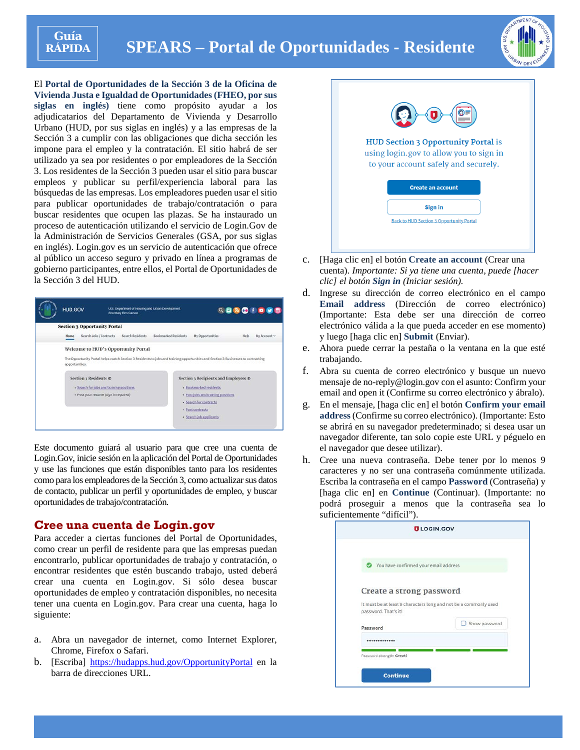# Guía RÁPIDA

# SPEARS – Portal de Oportunidades - Residente

El **Portal de Oportunidades de la Sección 3 de la Oficina de Vivienda Justa e Igualdad de Oportunidades (FHEO, por sus siglas en inglés)** tiene como propósito ayudar a los adjudicatarios del Departamento de Vivienda y Desarrollo Urbano (HUD, por sus siglas en inglés) y a las empresas de la Sección 3 a cumplir con las obligaciones que dicha sección les impone para el empleo y la contratación. El sitio habrá de ser utilizado ya sea por residentes o por empleadores de la Sección 3. Los residentes de la Sección 3 pueden usar el sitio para buscar empleos y publicar su perfil/experiencia laboral para las búsquedas de las empresas. Los empleadores pueden usar el sitio para publicar oportunidades de trabajo/contratación o para buscar residentes que ocupen las plazas. Se ha instaurado un proceso de autenticación utilizando el servicio de Login.Gov de la Administración de Servicios Generales (GSA, por sus siglas en inglés). Login.gov es un servicio de autenticación que ofrece al público un acceso seguro y privado en línea a programas de gobierno participantes, entre ellos, el Portal de Oportunidades de la Sección 3 del HUD.

Este documento guiará al usuario para que cree una cuenta de Login.Gov, inicie sesión en la aplicación del Portal de Oportunidades y use las funciones que están disponibles tanto para los residentes como para los empleadores de la Sección 3, como actualizar sus datos de contacto, publicar un perfil y oportunidades de empleo, y buscar oportunidades de trabajo/contratación.

## Cree una cuenta de Login.gov

Para acceder a ciertas funciones del Portal de Oportunidades, como crear un perfil de residente para que las empresas puedan encontrarlo, publicar oportunidades de trabajo y contratación, o encontrar residentes que estén buscando trabajo, usted deberá crear una cuenta en Login.gov. Si sólo desea buscar oportunidades de empleo y contratación disponibles, no necesita tener una cuenta en Login.gov. Para crear una cuenta, haga lo siguiente:

a. Abra un navegador de internet, como Internet Explorer, Chrome, Firefox o Safari.
b. [Escriba] https://hudapps.hud.gov/OpportunityPortal en la barra de direcciones URL.
c. [Haga clic en] el botón **Create an account** (Crear una cuenta). *Importante: Si ya tiene una cuenta, puede [hacer clic] el botón* ***Sign in*** *(Iniciar sesión).*
d. Ingrese su dirección de correo electrónico en el campo **Email address** (Dirección de correo electrónico) (Importante: Esta debe ser una dirección de correo electrónico válida a la que pueda acceder en ese momento) y luego [haga clic en] **Submit** (Enviar).
e. Ahora puede cerrar la pestaña o la ventana en la que esté trabajando.
f. Abra su cuenta de correo electrónico y busque un nuevo mensaje de no-reply@login.gov con el asunto: Confirm your email and open it (Confirme su correo electrónico y ábralo).
g. En el mensaje, [haga clic en] el botón **Confirm your email address** (Confirme su correo electrónico). (Importante: Esto se abrirá en su navegador predeterminado; si desea usar un navegador diferente, tan solo copie este URL y péguelo en el navegador que desee utilizar).
h. Cree una nueva contraseña. Debe tener por lo menos 9 caracteres y no ser una contraseña comúnmente utilizada. Escriba la contraseña en el campo **Password** (Contraseña) y [haga clic en] en **Continue** (Continuar). (Importante: no podrá proseguir a menos que la contraseña sea lo suficientemente "difícil").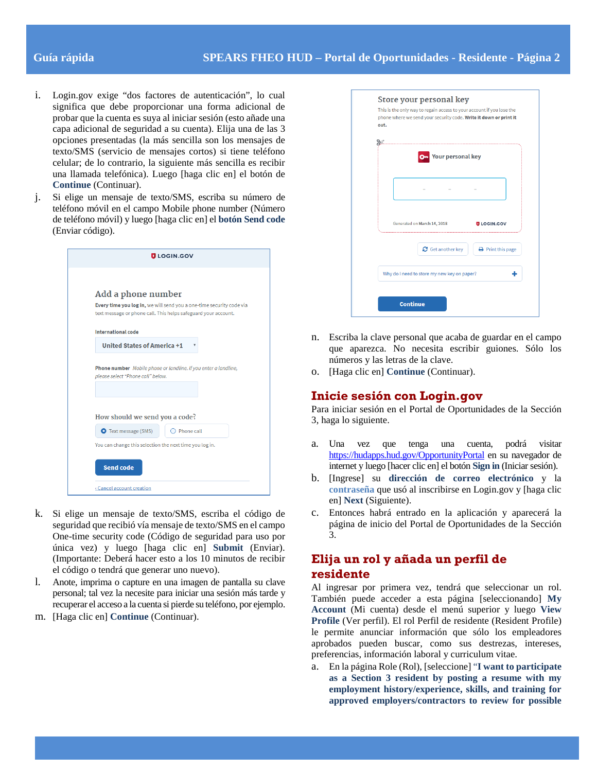i. Login.gov exige "dos factores de autenticación", lo cual significa que debe proporcionar una forma adicional de probar que la cuenta es suya al iniciar sesión (esto añade una capa adicional de seguridad a su cuenta). Elija una de las 3 opciones presentadas (la más sencilla son los mensajes de texto/SMS (servicio de mensajes cortos) si tiene teléfono celular; de lo contrario, la siguiente más sencilla es recibir una llamada telefónica). Luego [haga clic en] el botón de **Continue** (Continuar).

j. Si elige un mensaje de texto/SMS, escriba su número de teléfono móvil en el campo Mobile phone number (Número de teléfono móvil) y luego [haga clic en] el **botón Send code** (Enviar código).

k. Si elige un mensaje de texto/SMS, escriba el código de seguridad que recibió vía mensaje de texto/SMS en el campo One-time security code (Código de seguridad para uso por única vez) y luego [haga clic en] **Submit** (Enviar). (Importante: Deberá hacer esto a los 10 minutos de recibir el código o tendrá que generar uno nuevo).

l. Anote, imprima o capture en una imagen de pantalla su clave personal; tal vez la necesite para iniciar una sesión más tarde y recuperar el acceso a la cuenta si pierde su teléfono, por ejemplo.

m. [Haga clic en] **Continue** (Continuar).

n. Escriba la clave personal que acaba de guardar en el campo que aparezca. No necesita escribir guiones. Sólo los números y las letras de la clave.

o. [Haga clic en] **Continue** (Continuar).

## Inicie sesión con Login.gov

Para iniciar sesión en el Portal de Oportunidades de la Sección 3, haga lo siguiente.

a. Una vez que tenga una cuenta, podrá visitar https://hudapps.hud.gov/OpportunityPortal en su navegador de internet y luego [hacer clic en] el botón **Sign in** (Iniciar sesión).

b. [Ingrese] su **dirección de correo electrónico** y la **contraseña** que usó al inscribirse en Login.gov y [haga clic en] **Next** (Siguiente).

c. Entonces habrá entrado en la aplicación y aparecerá la página de inicio del Portal de Oportunidades de la Sección 3.

## Elija un rol y añada un perfil de residente

Al ingresar por primera vez, tendrá que seleccionar un rol. También puede acceder a esta página [seleccionando] **My Account** (Mi cuenta) desde el menú superior y luego **View Profile** (Ver perfil). El rol Perfil de residente (Resident Profile) le permite anunciar información que sólo los empleadores aprobados pueden buscar, como sus destrezas, intereses, preferencias, información laboral y curriculum vitae.

a. En la página Role (Rol), [seleccione] "**I want to participate as a Section 3 resident by posting a resume with my employment history/experience, skills, and training for approved employers/contractors to review for possible**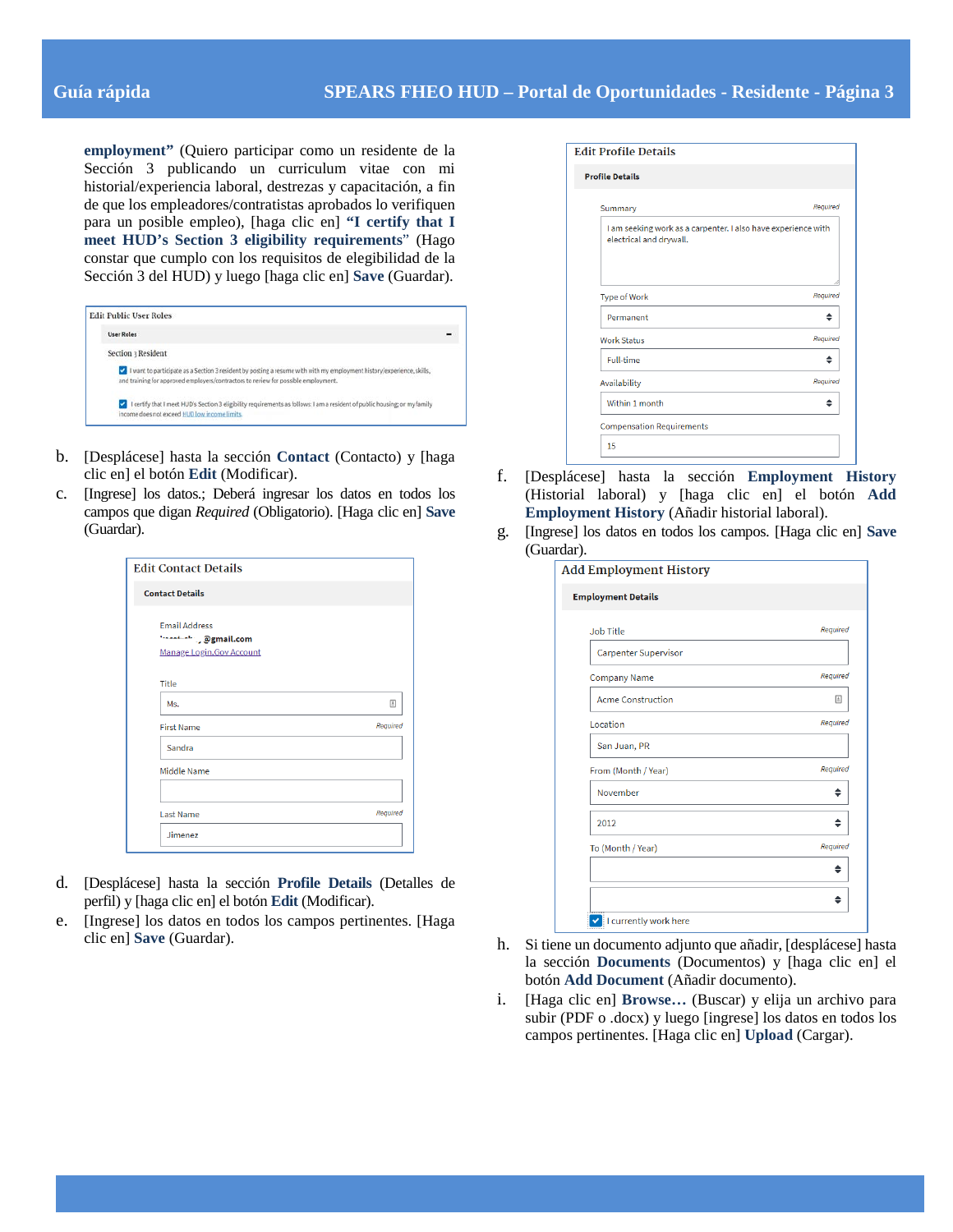**employment"** (Quiero participar como un residente de la Sección 3 publicando un curriculum vitae con mi historial/experiencia laboral, destrezas y capacitación, a fin de que los empleadores/contratistas aprobados lo verifiquen para un posible empleo), [haga clic en] **"I certify that I meet HUD's Section 3 eligibility requirements"** (Hago constar que cumplo con los requisitos de elegibilidad de la Sección 3 del HUD) y luego [haga clic en] **Save** (Guardar).

Edit Public User Roles

User Roles

Section 3 Resident

☑ I want to participate as a Section 3 resident by posting a resume with with my employment history/experience, skills, and training for approved employers/contractors to review for possible employment.

☑ I certify that I meet HUD's Section 3 eligibility requirements as follows: I am a resident of public housing; or my family income does not exceed HUD low income limits.

b. [Desplácese] hasta la sección **Contact** (Contacto) y [haga clic en] el botón **Edit** (Modificar).

c. [Ingrese] los datos.; Deberá ingresar los datos en todos los campos que digan *Required* (Obligatorio). [Haga clic en] **Save** (Guardar).

Edit Contact Details

Contact Details

Email Address
@gmail.com
Manage Login.Gov Account

Title: Ms.

First Name (Required): Sandra

Middle Name:

Last Name (Required): Jimenez

d. [Desplácese] hasta la sección **Profile Details** (Detalles de perfil) y [haga clic en] el botón **Edit** (Modificar).

e. [Ingrese] los datos en todos los campos pertinentes. [Haga clic en] **Save** (Guardar).

Edit Profile Details

Profile Details

Summary (Required): I am seeking work as a carpenter. I also have experience with electrical and drywall.

Type of Work (Required): Permanent

Work Status (Required): Full-time

Availability (Required): Within 1 month

Compensation Requirements: 15

f. [Desplácese] hasta la sección **Employment History** (Historial laboral) y [haga clic en] el botón **Add Employment History** (Añadir historial laboral).

g. [Ingrese] los datos en todos los campos. [Haga clic en] **Save** (Guardar).

Add Employment History

Employment Details

Job Title (Required): Carpenter Supervisor

Company Name (Required): Acme Construction

Location (Required): San Juan, PR

From (Month / Year) (Required): November / 2012

To (Month / Year) (Required):

☑ I currently work here

h. Si tiene un documento adjunto que añadir, [desplácese] hasta la sección **Documents** (Documentos) y [haga clic en] el botón **Add Document** (Añadir documento).

i. [Haga clic en] **Browse…** (Buscar) y elija un archivo para subir (PDF o .docx) y luego [ingrese] los datos en todos los campos pertinentes. [Haga clic en] **Upload** (Cargar).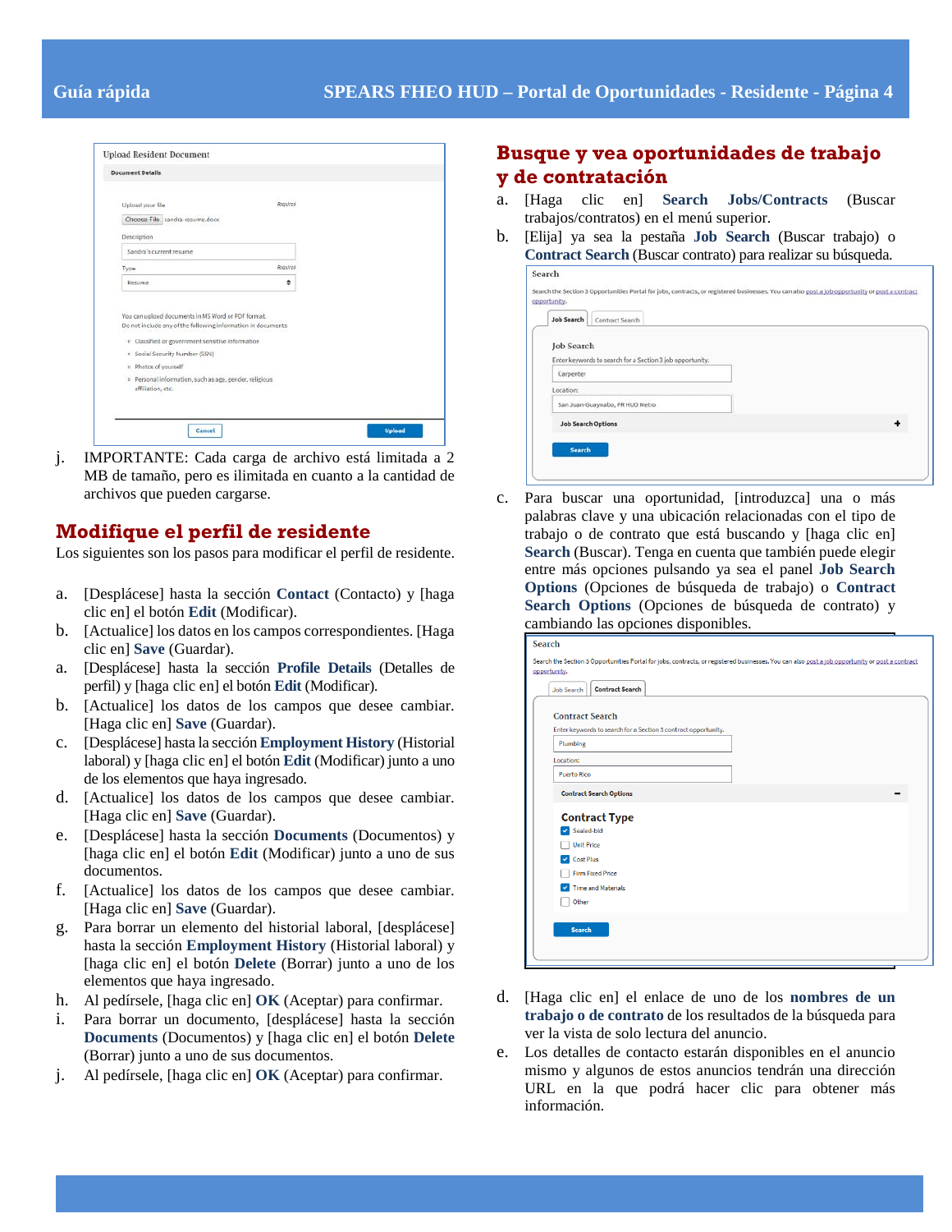j. IMPORTANTE: Cada carga de archivo está limitada a 2 MB de tamaño, pero es ilimitada en cuanto a la cantidad de archivos que pueden cargarse.

## Modifique el perfil de residente

Los siguientes son los pasos para modificar el perfil de residente.

a. [Desplácese] hasta la sección **Contact** (Contacto) y [haga clic en] el botón **Edit** (Modificar).
b. [Actualice] los datos en los campos correspondientes. [Haga clic en] **Save** (Guardar).
a. [Desplácese] hasta la sección **Profile Details** (Detalles de perfil) y [haga clic en] el botón **Edit** (Modificar).
b. [Actualice] los datos de los campos que desee cambiar. [Haga clic en] **Save** (Guardar).
c. [Desplácese] hasta la sección **Employment History** (Historial laboral) y [haga clic en] el botón **Edit** (Modificar) junto a uno de los elementos que haya ingresado.
d. [Actualice] los datos de los campos que desee cambiar. [Haga clic en] **Save** (Guardar).
e. [Desplácese] hasta la sección **Documents** (Documentos) y [haga clic en] el botón **Edit** (Modificar) junto a uno de sus documentos.
f. [Actualice] los datos de los campos que desee cambiar. [Haga clic en] **Save** (Guardar).
g. Para borrar un elemento del historial laboral, [desplácese] hasta la sección **Employment History** (Historial laboral) y [haga clic en] el botón **Delete** (Borrar) junto a uno de los elementos que haya ingresado.
h. Al pedírsele, [haga clic en] **OK** (Aceptar) para confirmar.
i. Para borrar un documento, [desplácese] hasta la sección **Documents** (Documentos) y [haga clic en] el botón **Delete** (Borrar) junto a uno de sus documentos.
j. Al pedírsele, [haga clic en] **OK** (Aceptar) para confirmar.

## Busque y vea oportunidades de trabajo y de contratación

a. [Haga clic en] **Search Jobs/Contracts** (Buscar trabajos/contratos) en el menú superior.
b. [Elija] ya sea la pestaña **Job Search** (Buscar trabajo) o **Contract Search** (Buscar contrato) para realizar su búsqueda.
c. Para buscar una oportunidad, [introduzca] una o más palabras clave y una ubicación relacionadas con el tipo de trabajo o de contrato que está buscando y [haga clic en] **Search** (Buscar). Tenga en cuenta que también puede elegir entre más opciones pulsando ya sea el panel **Job Search Options** (Opciones de búsqueda de trabajo) o **Contract Search Options** (Opciones de búsqueda de contrato) y cambiando las opciones disponibles.
d. [Haga clic en] el enlace de uno de los **nombres de un trabajo o de contrato** de los resultados de la búsqueda para ver la vista de solo lectura del anuncio.
e. Los detalles de contacto estarán disponibles en el anuncio mismo y algunos de estos anuncios tendrán una dirección URL en la que podrá hacer clic para obtener más información.